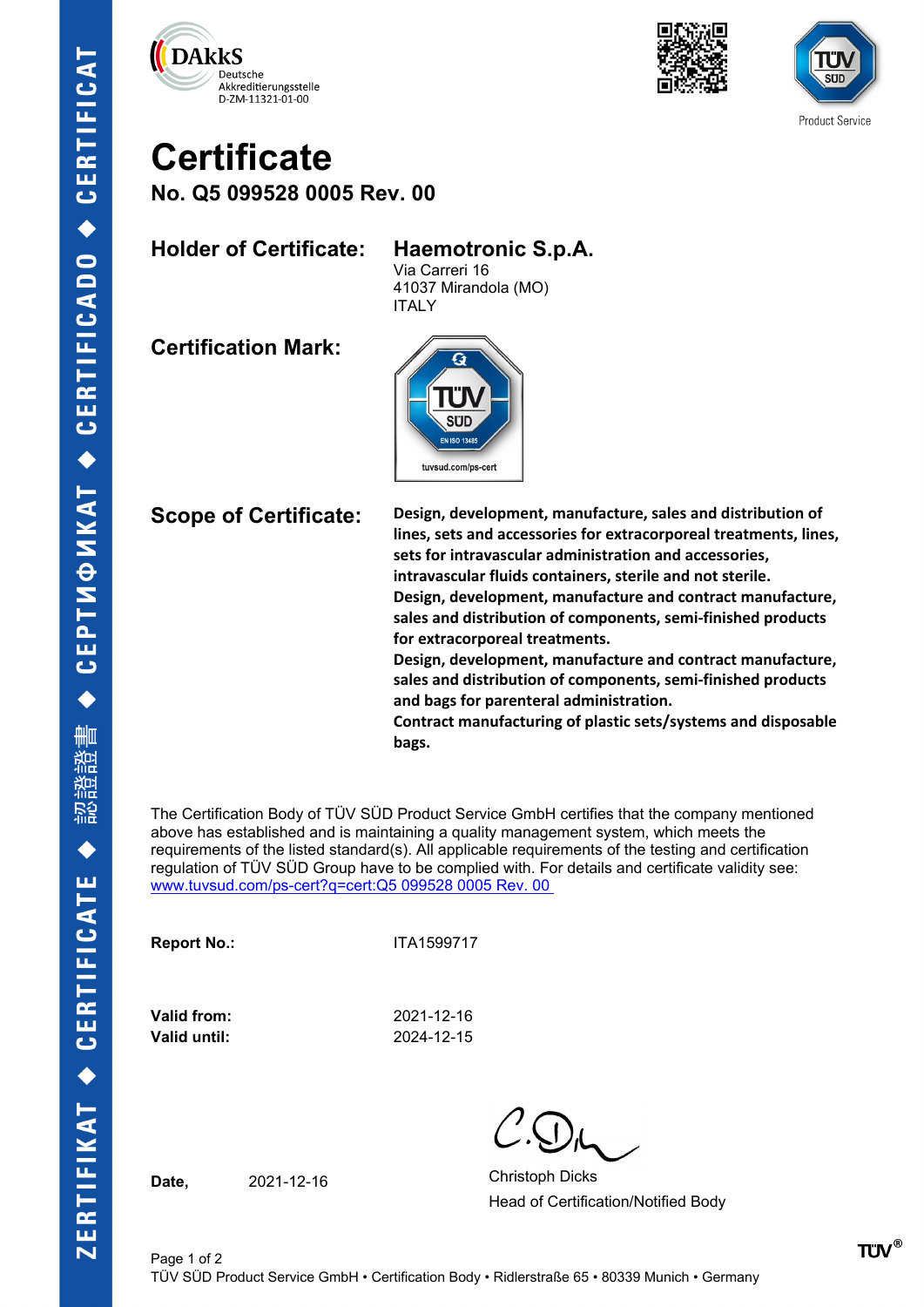DAkkS Deutsche Akkreditierungsstelle D-ZM-11321-01-00

Product Service

# Certificate

## No. Q5 099528 0005 Rev. 00

**Holder of Certificate:** **Haemotronic S.p.A.**
Via Carreri 16
41037 Mirandola (MO)
ITALY

**Certification Mark:**

TÜV SÜD EN ISO 13485 tuvsud.com/ps-cert

**Scope of Certificate:** **Design, development, manufacture, sales and distribution of lines, sets and accessories for extracorporeal treatments, lines, sets for intravascular administration and accessories, intravascular fluids containers, sterile and not sterile.**
**Design, development, manufacture and contract manufacture, sales and distribution of components, semi-finished products for extracorporeal treatments.**
**Design, development, manufacture and contract manufacture, sales and distribution of components, semi-finished products and bags for parenteral administration.**
**Contract manufacturing of plastic sets/systems and disposable bags.**

The Certification Body of TÜV SÜD Product Service GmbH certifies that the company mentioned above has established and is maintaining a quality management system, which meets the requirements of the listed standard(s). All applicable requirements of the testing and certification regulation of TÜV SÜD Group have to be complied with. For details and certificate validity see: www.tuvsud.com/ps-cert?q=cert:Q5 099528 0005 Rev. 00

**Report No.:** ITA1599717

**Valid from:** 2021-12-16
**Valid until:** 2024-12-15

**Date,** 2021-12-16

Christoph Dicks
Head of Certification/Notified Body

TÜV SÜD Product Service GmbH • Certification Body • Ridlerstraße 65 • 80339 Munich • Germany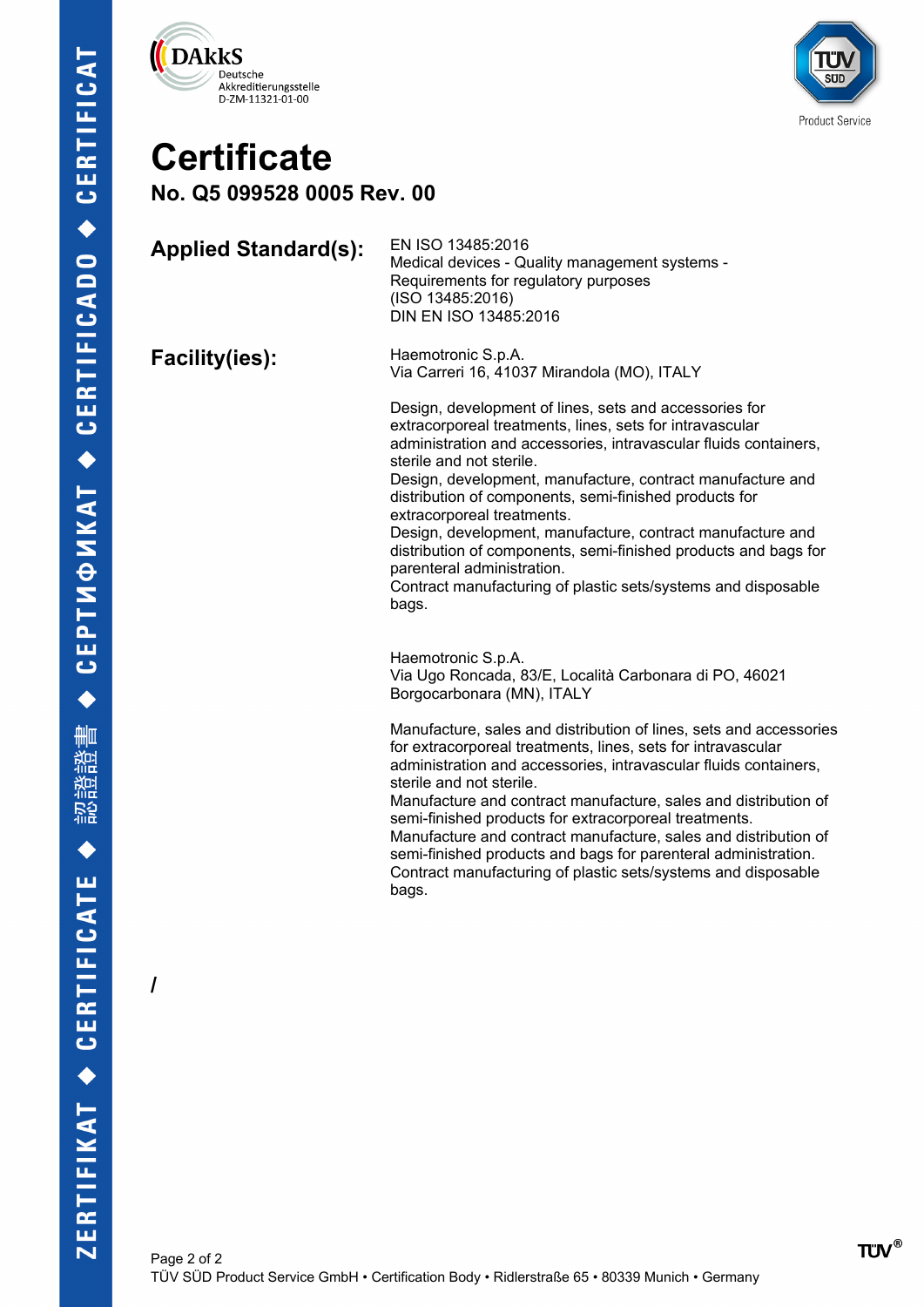DAkkS
Deutsche
Akkreditierungsstelle
D-ZM-11321-01-00

TÜV SÜD
Product Service

# Certificate

## No. Q5 099528 0005 Rev. 00

**Applied Standard(s):**

EN ISO 13485:2016
Medical devices - Quality management systems -
Requirements for regulatory purposes
(ISO 13485:2016)
DIN EN ISO 13485:2016

**Facility(ies):**

Haemotronic S.p.A.
Via Carreri 16, 41037 Mirandola (MO), ITALY

Design, development of lines, sets and accessories for extracorporeal treatments, lines, sets for intravascular administration and accessories, intravascular fluids containers, sterile and not sterile.
Design, development, manufacture, contract manufacture and distribution of components, semi-finished products for extracorporeal treatments.
Design, development, manufacture, contract manufacture and distribution of components, semi-finished products and bags for parenteral administration.
Contract manufacturing of plastic sets/systems and disposable bags.

Haemotronic S.p.A.
Via Ugo Roncada, 83/E, Località Carbonara di PO, 46021 Borgocarbonara (MN), ITALY

Manufacture, sales and distribution of lines, sets and accessories for extracorporeal treatments, lines, sets for intravascular administration and accessories, intravascular fluids containers, sterile and not sterile.
Manufacture and contract manufacture, sales and distribution of semi-finished products for extracorporeal treatments.
Manufacture and contract manufacture, sales and distribution of semi-finished products and bags for parenteral administration.
Contract manufacturing of plastic sets/systems and disposable bags.

/

TÜV SÜD Product Service GmbH • Certification Body • Ridlerstraße 65 • 80339 Munich • Germany